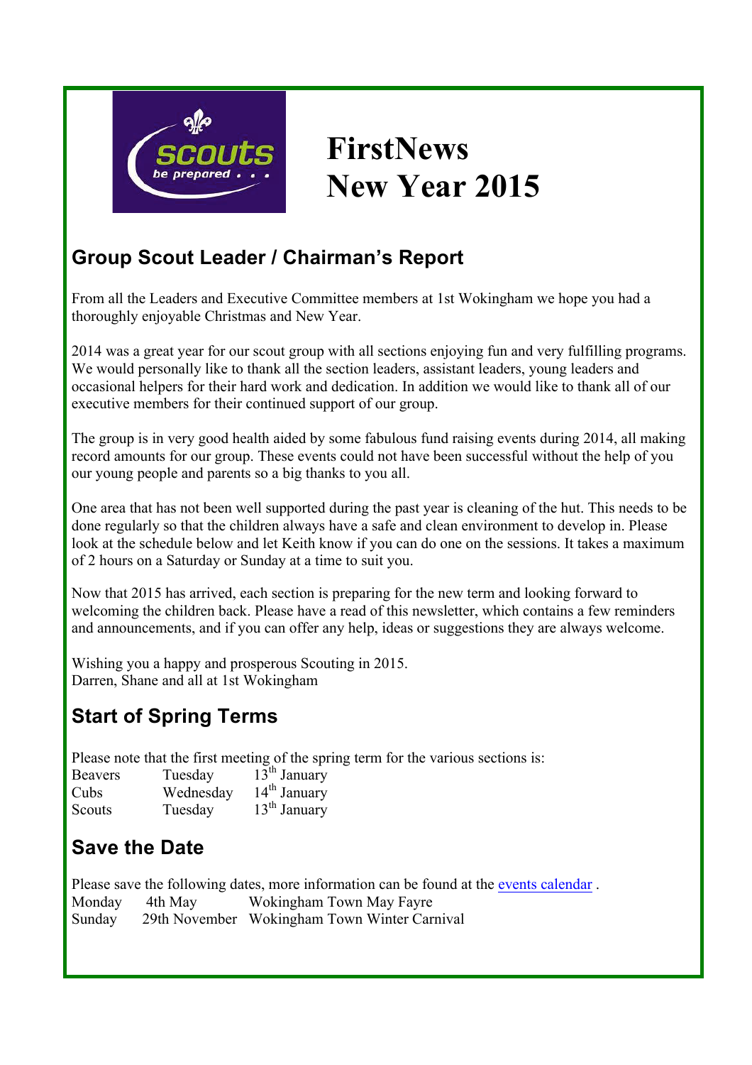# FirstNews
# New Year 2015

## Group Scout Leader / Chairman's Report

From all the Leaders and Executive Committee members at 1st Wokingham we hope you had a thoroughly enjoyable Christmas and New Year.

2014 was a great year for our scout group with all sections enjoying fun and very fulfilling programs. We would personally like to thank all the section leaders, assistant leaders, young leaders and occasional helpers for their hard work and dedication. In addition we would like to thank all of our executive members for their continued support of our group.

The group is in very good health aided by some fabulous fund raising events during 2014, all making record amounts for our group. These events could not have been successful without the help of you our young people and parents so a big thanks to you all.

One area that has not been well supported during the past year is cleaning of the hut. This needs to be done regularly so that the children always have a safe and clean environment to develop in. Please look at the schedule below and let Keith know if you can do one on the sessions. It takes a maximum of 2 hours on a Saturday or Sunday at a time to suit you.

Now that 2015 has arrived, each section is preparing for the new term and looking forward to welcoming the children back. Please have a read of this newsletter, which contains a few reminders and announcements, and if you can offer any help, ideas or suggestions they are always welcome.

Wishing you a happy and prosperous Scouting in 2015.
Darren, Shane and all at 1st Wokingham

## Start of Spring Terms

Please note that the first meeting of the spring term for the various sections is:

| | | |
|---|---|---|
| Beavers | Tuesday | 13th January |
| Cubs | Wednesday | 14th January |
| Scouts | Tuesday | 13th January |

## Save the Date

Please save the following dates, more information can be found at the events calendar .

| | | |
|---|---|---|
| Monday | 4th May | Wokingham Town May Fayre |
| Sunday | 29th November | Wokingham Town Winter Carnival |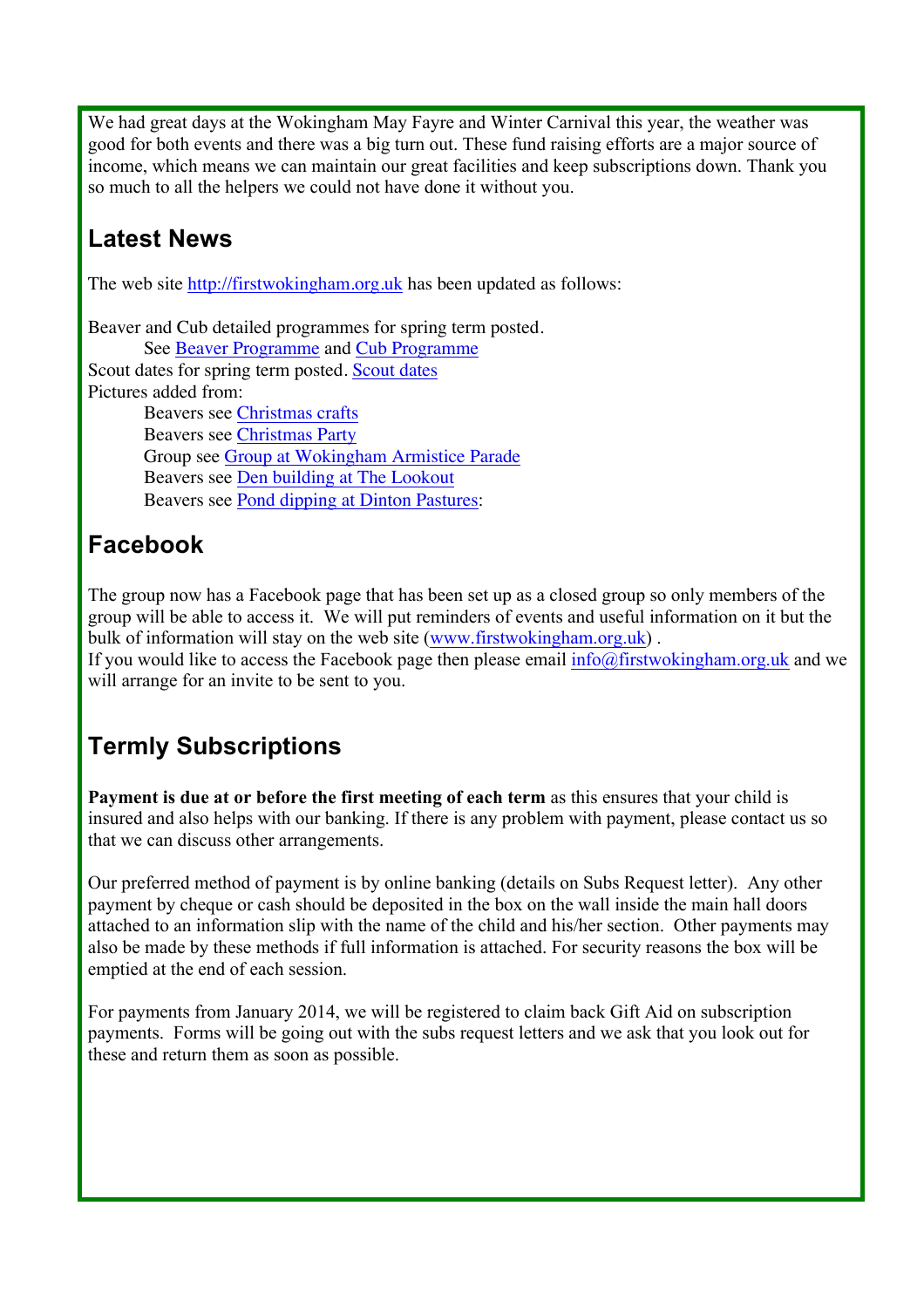We had great days at the Wokingham May Fayre and Winter Carnival this year, the weather was good for both events and there was a big turn out. These fund raising efforts are a major source of income, which means we can maintain our great facilities and keep subscriptions down. Thank you so much to all the helpers we could not have done it without you.

## Latest News

The web site http://firstwokingham.org.uk has been updated as follows:

Beaver and Cub detailed programmes for spring term posted.
    See Beaver Programme and Cub Programme
Scout dates for spring term posted. Scout dates
Pictures added from:
    Beavers see Christmas crafts
    Beavers see Christmas Party
    Group see Group at Wokingham Armistice Parade
    Beavers see Den building at The Lookout
    Beavers see Pond dipping at Dinton Pastures:

## Facebook

The group now has a Facebook page that has been set up as a closed group so only members of the group will be able to access it. We will put reminders of events and useful information on it but the bulk of information will stay on the web site (www.firstwokingham.org.uk) .
If you would like to access the Facebook page then please email info@firstwokingham.org.uk and we will arrange for an invite to be sent to you.

## Termly Subscriptions

**Payment is due at or before the first meeting of each term** as this ensures that your child is insured and also helps with our banking. If there is any problem with payment, please contact us so that we can discuss other arrangements.

Our preferred method of payment is by online banking (details on Subs Request letter). Any other payment by cheque or cash should be deposited in the box on the wall inside the main hall doors attached to an information slip with the name of the child and his/her section. Other payments may also be made by these methods if full information is attached. For security reasons the box will be emptied at the end of each session.

For payments from January 2014, we will be registered to claim back Gift Aid on subscription payments. Forms will be going out with the subs request letters and we ask that you look out for these and return them as soon as possible.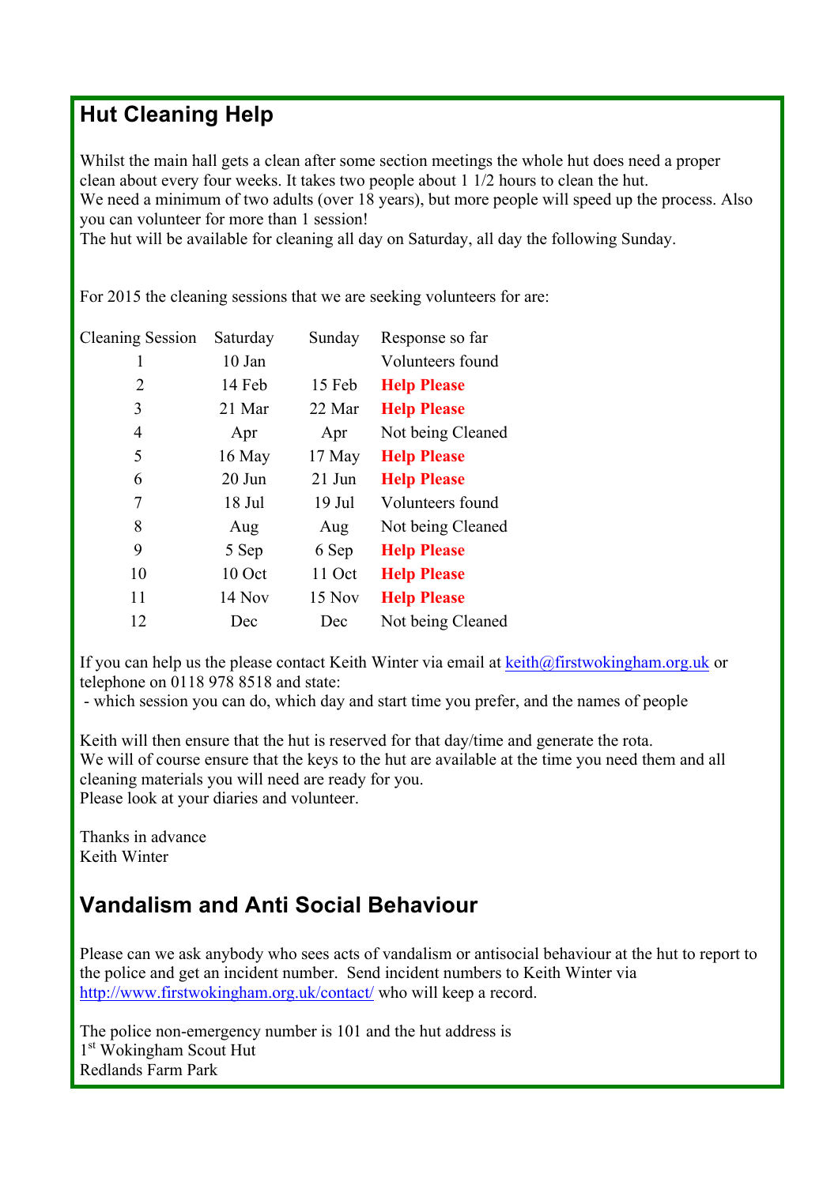## Hut Cleaning Help

Whilst the main hall gets a clean after some section meetings the whole hut does need a proper clean about every four weeks. It takes two people about 1 1/2 hours to clean the hut.
We need a minimum of two adults (over 18 years), but more people will speed up the process. Also you can volunteer for more than 1 session!
The hut will be available for cleaning all day on Saturday, all day the following Sunday.

For 2015 the cleaning sessions that we are seeking volunteers for are:

| Cleaning Session | Saturday | Sunday | Response so far |
|---|---|---|---|
| 1 | 10 Jan | | Volunteers found |
| 2 | 14 Feb | 15 Feb | **Help Please** |
| 3 | 21 Mar | 22 Mar | **Help Please** |
| 4 | Apr | Apr | Not being Cleaned |
| 5 | 16 May | 17 May | **Help Please** |
| 6 | 20 Jun | 21 Jun | **Help Please** |
| 7 | 18 Jul | 19 Jul | Volunteers found |
| 8 | Aug | Aug | Not being Cleaned |
| 9 | 5 Sep | 6 Sep | **Help Please** |
| 10 | 10 Oct | 11 Oct | **Help Please** |
| 11 | 14 Nov | 15 Nov | **Help Please** |
| 12 | Dec | Dec | Not being Cleaned |

If you can help us the please contact Keith Winter via email at keith@firstwokingham.org.uk or telephone on 0118 978 8518 and state:

- which session you can do, which day and start time you prefer, and the names of people

Keith will then ensure that the hut is reserved for that day/time and generate the rota.
We will of course ensure that the keys to the hut are available at the time you need them and all cleaning materials you will need are ready for you.
Please look at your diaries and volunteer.

Thanks in advance
Keith Winter

## Vandalism and Anti Social Behaviour

Please can we ask anybody who sees acts of vandalism or antisocial behaviour at the hut to report to the police and get an incident number. Send incident numbers to Keith Winter via http://www.firstwokingham.org.uk/contact/ who will keep a record.

The police non-emergency number is 101 and the hut address is
1st Wokingham Scout Hut
Redlands Farm Park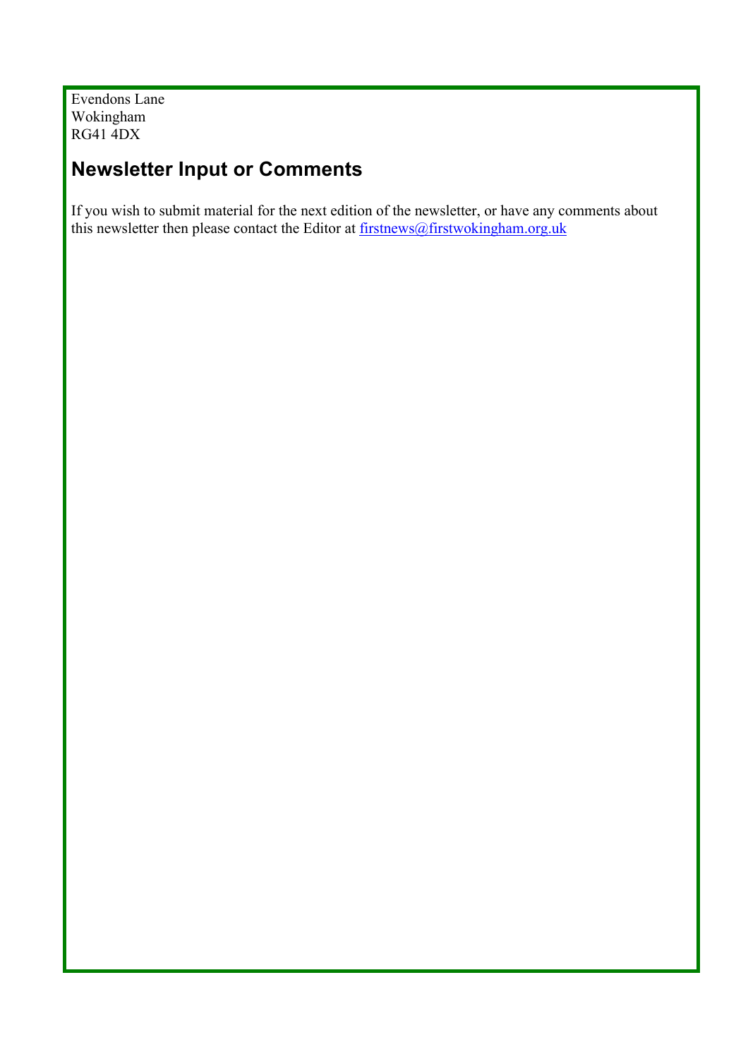Evendons Lane
Wokingham
RG41 4DX

## Newsletter Input or Comments

If you wish to submit material for the next edition of the newsletter, or have any comments about this newsletter then please contact the Editor at firstnews@firstwokingham.org.uk